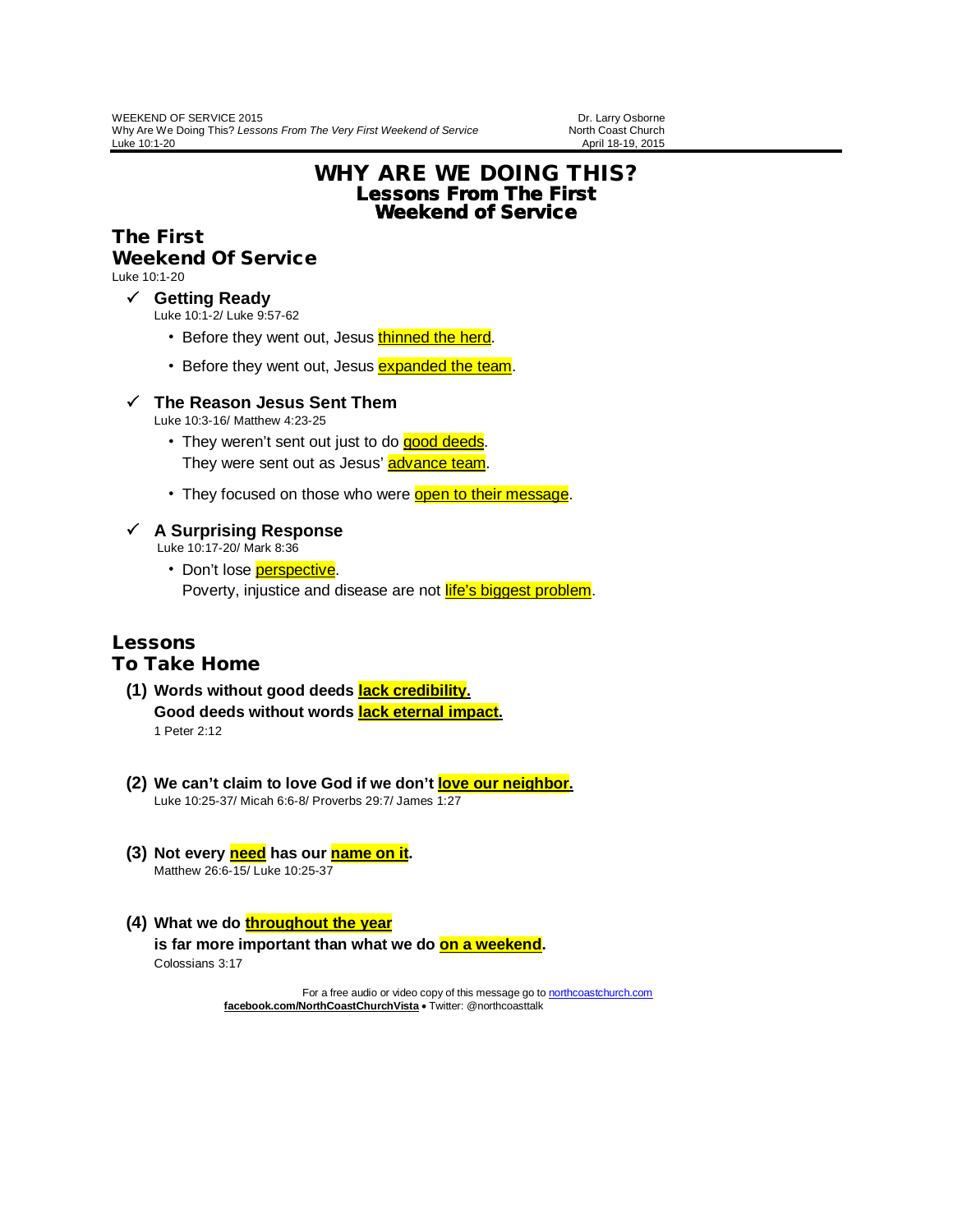WEEKEND OF SERVICE 2015
Why Are We Doing This? *Lessons From The Very First Weekend of Service*
Luke 10:1-20

Dr. Larry Osborne
North Coast Church
April 18-19, 2015

# WHY ARE WE DOING THIS?
## Lessons From The First Weekend of Service

## The First Weekend Of Service

Luke 10:1-20

✓ **Getting Ready**
Luke 10:1-2/ Luke 9:57-62

- Before they went out, Jesus thinned the herd.
- Before they went out, Jesus expanded the team.

✓ **The Reason Jesus Sent Them**
Luke 10:3-16/ Matthew 4:23-25

- They weren't sent out just to do good deeds.
  They were sent out as Jesus' advance team.
- They focused on those who were open to their message.

✓ **A Surprising Response**
Luke 10:17-20/ Mark 8:36

- Don't lose perspective.
  Poverty, injustice and disease are not life's biggest problem.

## Lessons To Take Home

**(1) Words without good deeds lack credibility.**
**Good deeds without words lack eternal impact.**
1 Peter 2:12

**(2) We can't claim to love God if we don't love our neighbor.**
Luke 10:25-37/ Micah 6:6-8/ Proverbs 29:7/ James 1:27

**(3) Not every need has our name on it.**
Matthew 26:6-15/ Luke 10:25-37

**(4) What we do throughout the year**
**is far more important than what we do on a weekend.**
Colossians 3:17

For a free audio or video copy of this message go to northcoastchurch.com
**facebook.com/NorthCoastChurchVista** • Twitter: @northcoasttalk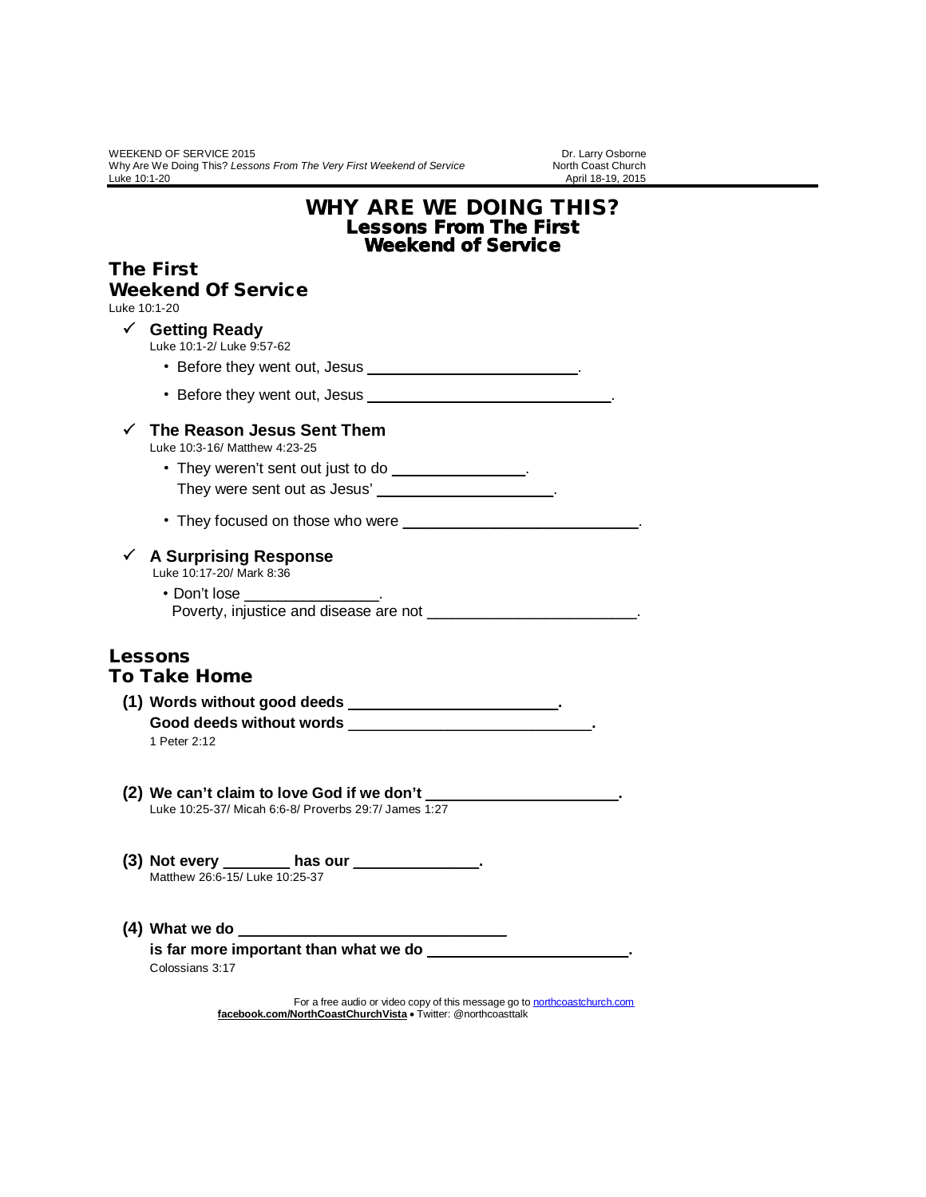WEEKEND OF SERVICE 2015
Why Are We Doing This? *Lessons From The Very First Weekend of Service*
Luke 10:1-20

Dr. Larry Osborne
North Coast Church
April 18-19, 2015

# WHY ARE WE DOING THIS?
## Lessons From The First Weekend of Service

## The First Weekend Of Service
Luke 10:1-20

### ✓ Getting Ready
Luke 10:1-2/ Luke 9:57-62

- Before they went out, Jesus ________________________.
- Before they went out, Jesus ____________________________.

### ✓ The Reason Jesus Sent Them
Luke 10:3-16/ Matthew 4:23-25

- They weren't sent out just to do _______________.
  They were sent out as Jesus' ____________________.
- They focused on those who were ___________________________.

### ✓ A Surprising Response
Luke 10:17-20/ Mark 8:36

- Don't lose _______________.
  Poverty, injustice and disease are not ________________________.

## Lessons To Take Home

**(1) Words without good deeds ________________________.**
**Good deeds without words ____________________________.**
1 Peter 2:12

**(2) We can't claim to love God if we don't ______________________.**
Luke 10:25-37/ Micah 6:6-8/ Proverbs 29:7/ James 1:27

**(3) Not every ________ has our ______________.**
Matthew 26:6-15/ Luke 10:25-37

**(4) What we do _______________________________**
**is far more important than what we do ______________________.**
Colossians 3:17

For a free audio or video copy of this message go to northcoastchurch.com
**facebook.com/NorthCoastChurchVista** • Twitter: @northcoasttalk